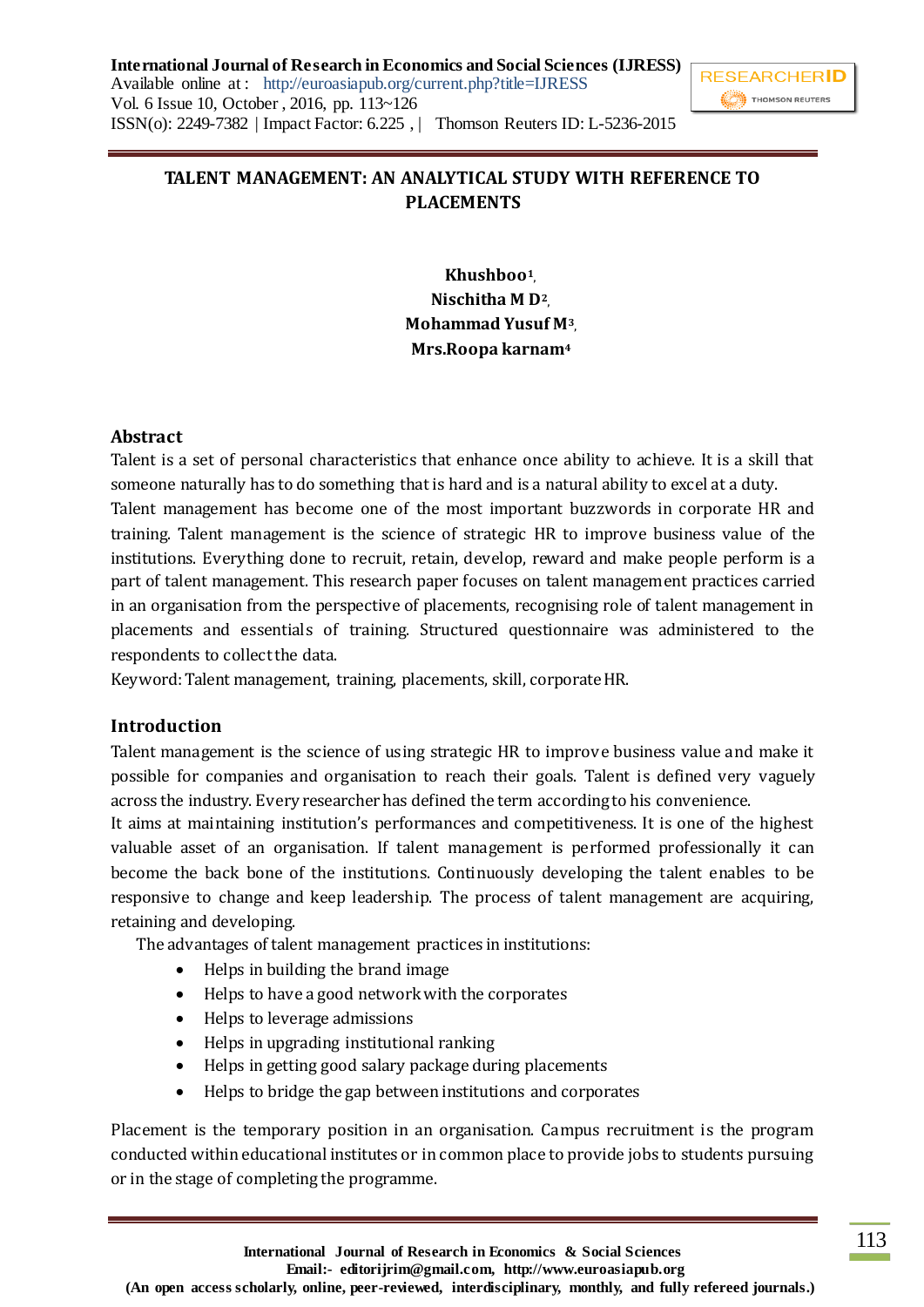# TALENT MANAGEMENT: AN ANALYTICAL STUDY WITH REFERENCE TO PLACEMENTS

**Khushboo**[1],
**Nischitha M D**[2],
**Mohammad Yusuf M**[3],
**Mrs.Roopa karnam**[4]

## Abstract

Talent is a set of personal characteristics that enhance once ability to achieve. It is a skill that someone naturally has to do something that is hard and is a natural ability to excel at a duty.

Talent management has become one of the most important buzzwords in corporate HR and training. Talent management is the science of strategic HR to improve business value of the institutions. Everything done to recruit, retain, develop, reward and make people perform is a part of talent management. This research paper focuses on talent management practices carried in an organisation from the perspective of placements, recognising role of talent management in placements and essentials of training. Structured questionnaire was administered to the respondents to collect the data.

Keyword: Talent management, training, placements, skill, corporate HR.

## Introduction

Talent management is the science of using strategic HR to improve business value and make it possible for companies and organisation to reach their goals. Talent is defined very vaguely across the industry. Every researcher has defined the term according to his convenience.

It aims at maintaining institution's performances and competitiveness. It is one of the highest valuable asset of an organisation. If talent management is performed professionally it can become the back bone of the institutions. Continuously developing the talent enables to be responsive to change and keep leadership. The process of talent management are acquiring, retaining and developing.

The advantages of talent management practices in institutions:

- Helps in building the brand image
- Helps to have a good network with the corporates
- Helps to leverage admissions
- Helps in upgrading institutional ranking
- Helps in getting good salary package during placements
- Helps to bridge the gap between institutions and corporates

Placement is the temporary position in an organisation. Campus recruitment is the program conducted within educational institutes or in common place to provide jobs to students pursuing or in the stage of completing the programme.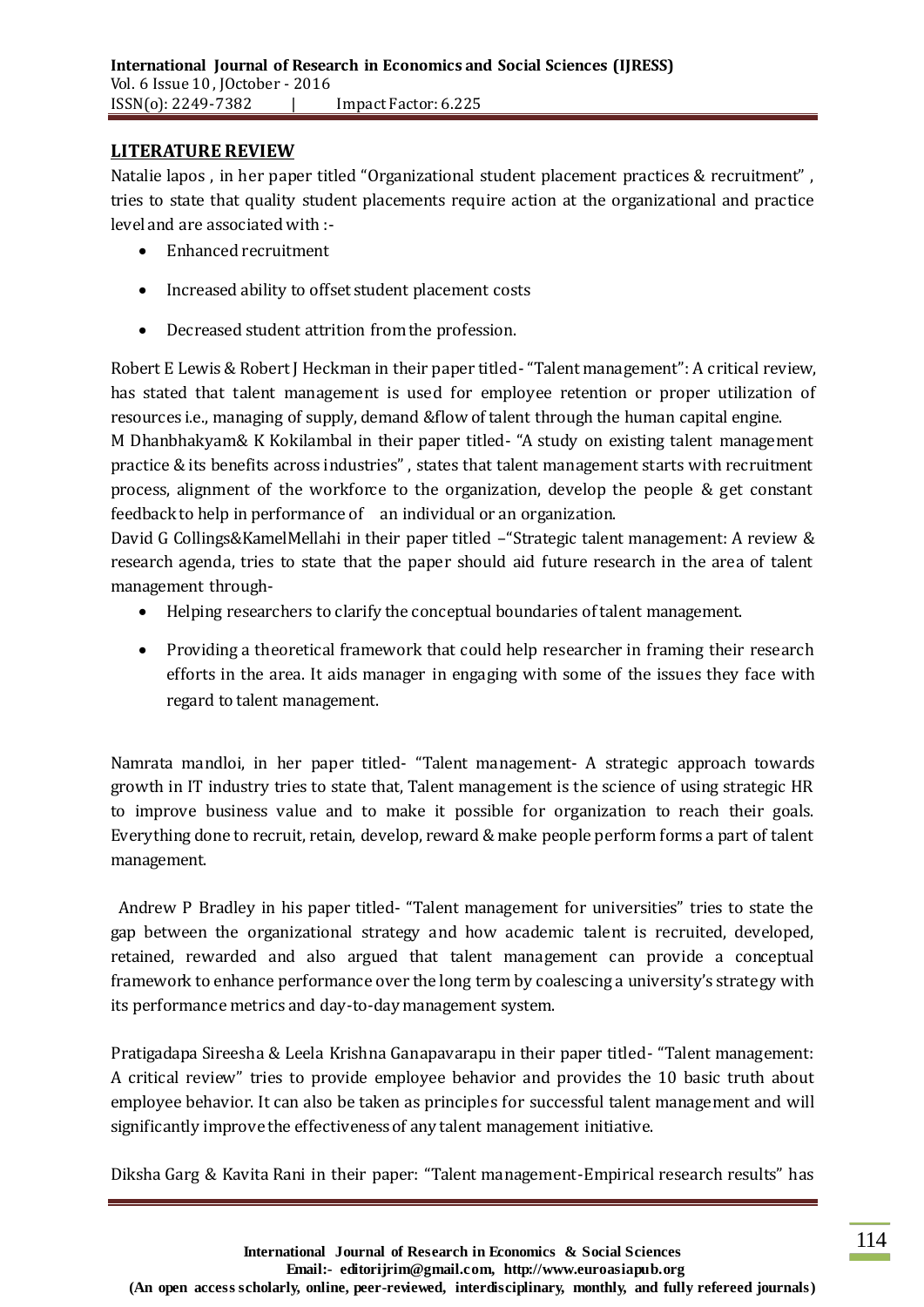## LITERATURE REVIEW

Natalie lapos , in her paper titled "Organizational student placement practices & recruitment" , tries to state that quality student placements require action at the organizational and practice level and are associated with :-

- Enhanced recruitment
- Increased ability to offset student placement costs
- Decreased student attrition from the profession.

Robert E Lewis & Robert J Heckman in their paper titled- "Talent management": A critical review, has stated that talent management is used for employee retention or proper utilization of resources i.e., managing of supply, demand &flow of talent through the human capital engine.

M Dhanbhakyam& K Kokilambal in their paper titled- "A study on existing talent management practice & its benefits across industries" , states that talent management starts with recruitment process, alignment of the workforce to the organization, develop the people & get constant feedback to help in performance of an individual or an organization.

David G Collings&KamelMellahi in their paper titled –"Strategic talent management: A review & research agenda, tries to state that the paper should aid future research in the area of talent management through-

- Helping researchers to clarify the conceptual boundaries of talent management.
- Providing a theoretical framework that could help researcher in framing their research efforts in the area. It aids manager in engaging with some of the issues they face with regard to talent management.

Namrata mandloi, in her paper titled- "Talent management- A strategic approach towards growth in IT industry tries to state that, Talent management is the science of using strategic HR to improve business value and to make it possible for organization to reach their goals. Everything done to recruit, retain, develop, reward & make people perform forms a part of talent management.

Andrew P Bradley in his paper titled- "Talent management for universities" tries to state the gap between the organizational strategy and how academic talent is recruited, developed, retained, rewarded and also argued that talent management can provide a conceptual framework to enhance performance over the long term by coalescing a university's strategy with its performance metrics and day-to-day management system.

Pratigadapa Sireesha & Leela Krishna Ganapavarapu in their paper titled- "Talent management: A critical review" tries to provide employee behavior and provides the 10 basic truth about employee behavior. It can also be taken as principles for successful talent management and will significantly improve the effectiveness of any talent management initiative.

Diksha Garg & Kavita Rani in their paper: "Talent management-Empirical research results" has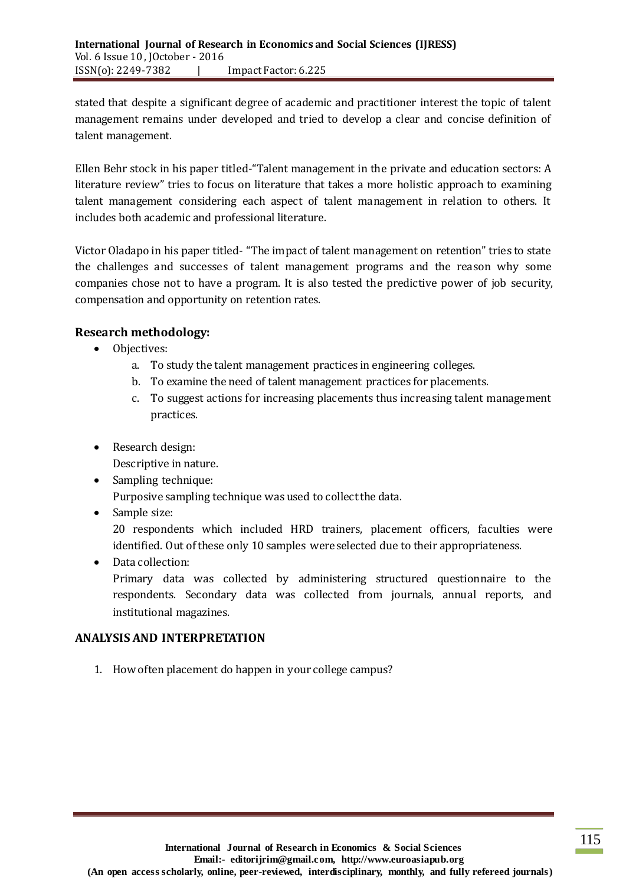stated that despite a significant degree of academic and practitioner interest the topic of talent management remains under developed and tried to develop a clear and concise definition of talent management.

Ellen Behr stock in his paper titled-"Talent management in the private and education sectors: A literature review" tries to focus on literature that takes a more holistic approach to examining talent management considering each aspect of talent management in relation to others. It includes both academic and professional literature.

Victor Oladapo in his paper titled- "The impact of talent management on retention" tries to state the challenges and successes of talent management programs and the reason why some companies chose not to have a program. It is also tested the predictive power of job security, compensation and opportunity on retention rates.

## Research methodology:

- Objectives:
  a. To study the talent management practices in engineering colleges.
  b. To examine the need of talent management practices for placements.
  c. To suggest actions for increasing placements thus increasing talent management practices.

- Research design:
  Descriptive in nature.
- Sampling technique:
  Purposive sampling technique was used to collect the data.
- Sample size:
  20 respondents which included HRD trainers, placement officers, faculties were identified. Out of these only 10 samples were selected due to their appropriateness.
- Data collection:
  Primary data was collected by administering structured questionnaire to the respondents. Secondary data was collected from journals, annual reports, and institutional magazines.

## ANALYSIS AND INTERPRETATION

1. How often placement do happen in your college campus?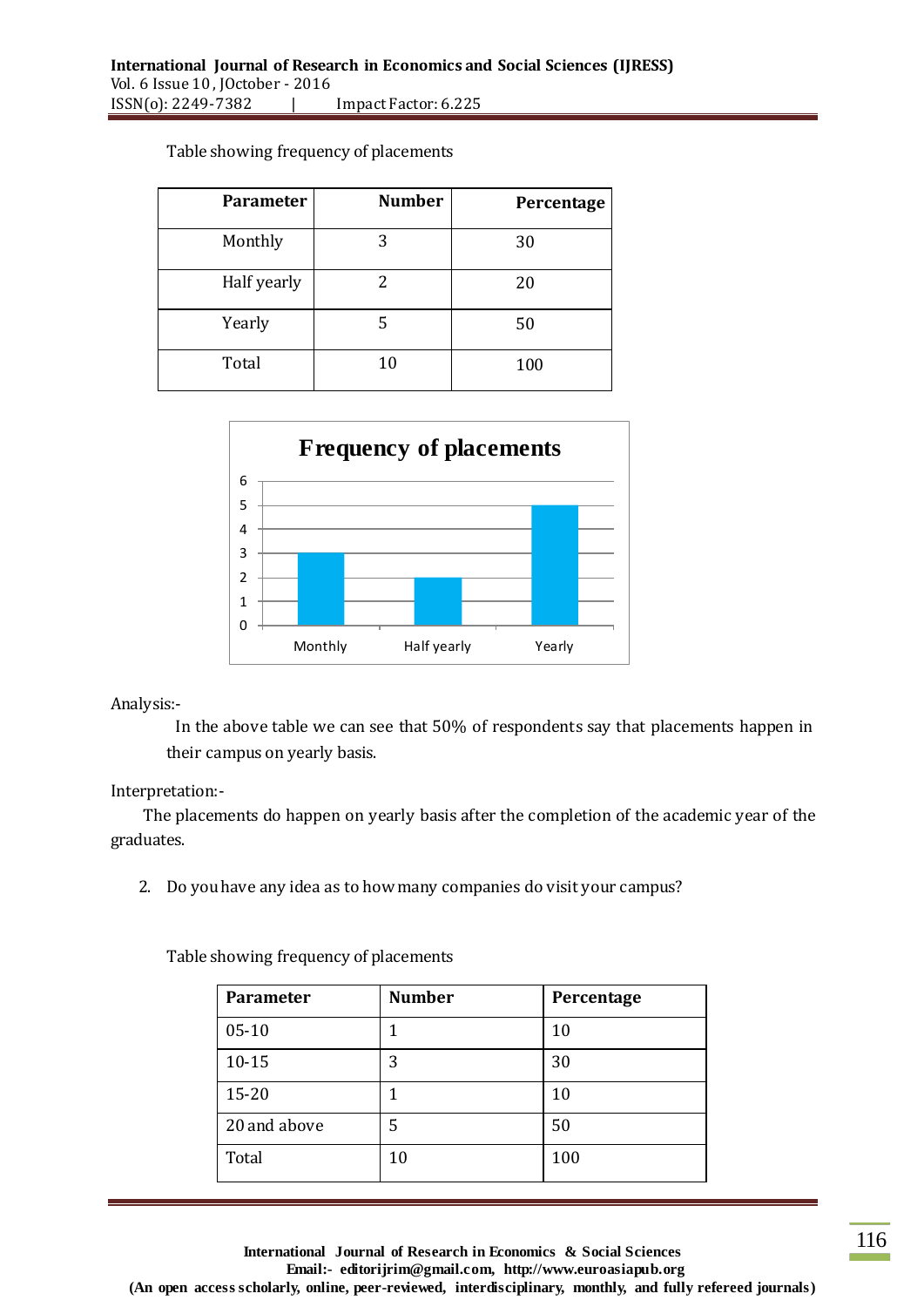Table showing frequency of placements

| Parameter | Number | Percentage |
|---|---|---|
| Monthly | 3 | 30 |
| Half yearly | 2 | 20 |
| Yearly | 5 | 50 |
| Total | 10 | 100 |

**Frequency of placements**

Analysis:-

In the above table we can see that 50% of respondents say that placements happen in their campus on yearly basis.

Interpretation:-

The placements do happen on yearly basis after the completion of the academic year of the graduates.

2. Do you have any idea as to how many companies do visit your campus?

Table showing frequency of placements

| Parameter | Number | Percentage |
|---|---|---|
| 05-10 | 1 | 10 |
| 10-15 | 3 | 30 |
| 15-20 | 1 | 10 |
| 20 and above | 5 | 50 |
| Total | 10 | 100 |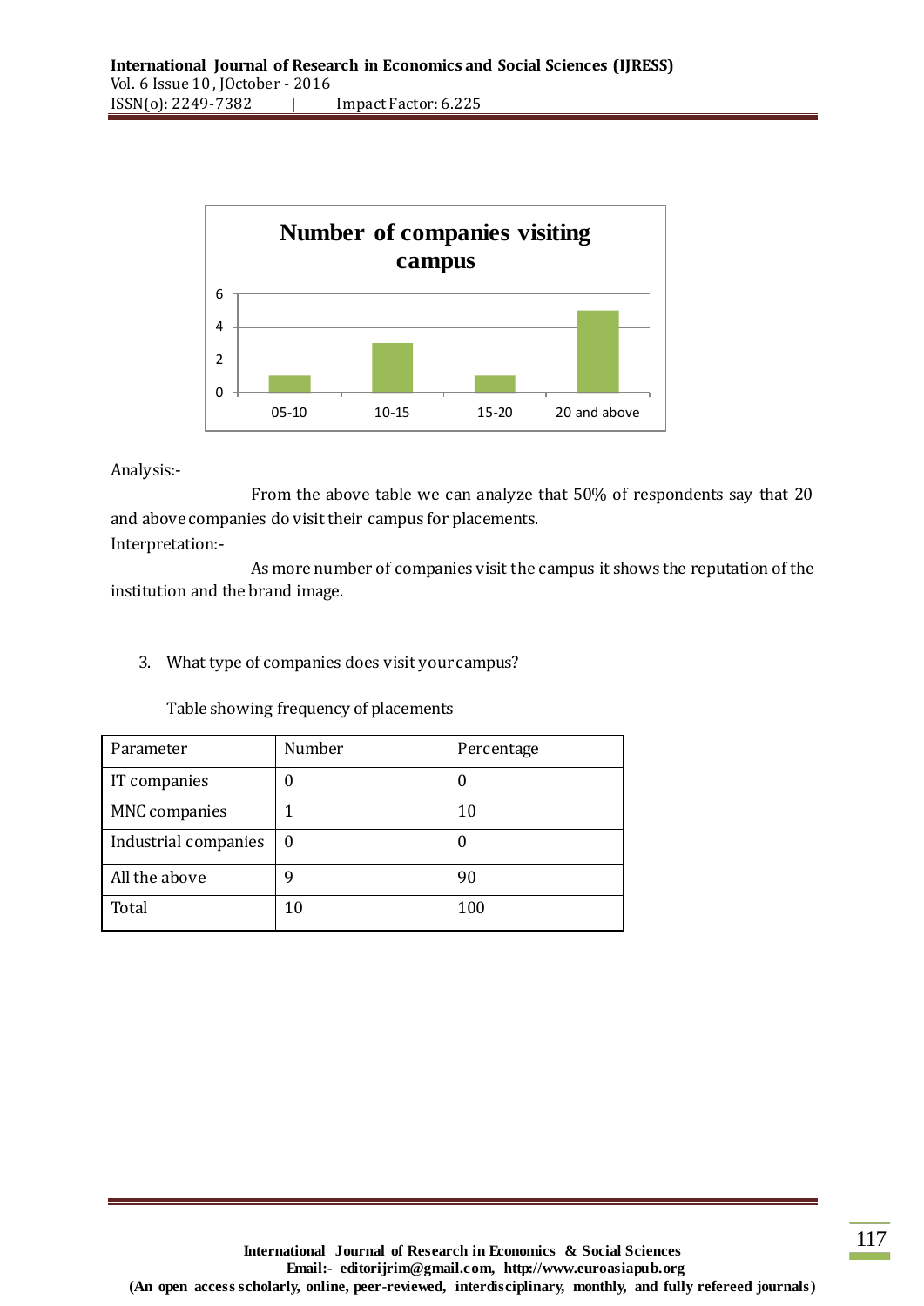**Number of companies visiting campus**

| | 05-10 | 10-15 | 15-20 | 20 and above |
|---|---|---|---|---|
| Number | 1 | 3 | 1 | 5 |

Analysis:-

From the above table we can analyze that 50% of respondents say that 20 and above companies do visit their campus for placements.

Interpretation:-

As more number of companies visit the campus it shows the reputation of the institution and the brand image.

3. What type of companies does visit your campus?

Table showing frequency of placements

| Parameter | Number | Percentage |
|---|---|---|
| IT companies | 0 | 0 |
| MNC companies | 1 | 10 |
| Industrial companies | 0 | 0 |
| All the above | 9 | 90 |
| Total | 10 | 100 |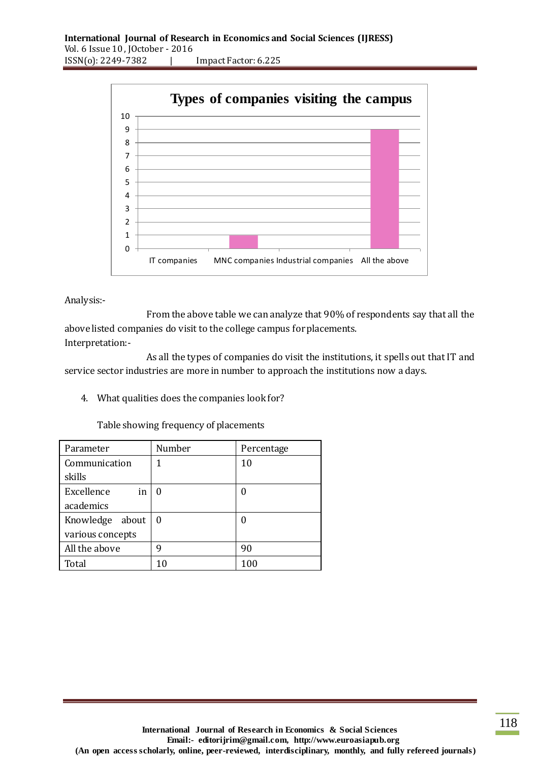**Types of companies visiting the campus**

Analysis:-

From the above table we can analyze that 90% of respondents say that all the above listed companies do visit to the college campus for placements.

Interpretation:-

As all the types of companies do visit the institutions, it spells out that IT and service sector industries are more in number to approach the institutions now a days.

4. What qualities does the companies look for?

Table showing frequency of placements

| Parameter | Number | Percentage |
|---|---|---|
| Communication skills | 1 | 10 |
| Excellence in academics | 0 | 0 |
| Knowledge about various concepts | 0 | 0 |
| All the above | 9 | 90 |
| Total | 10 | 100 |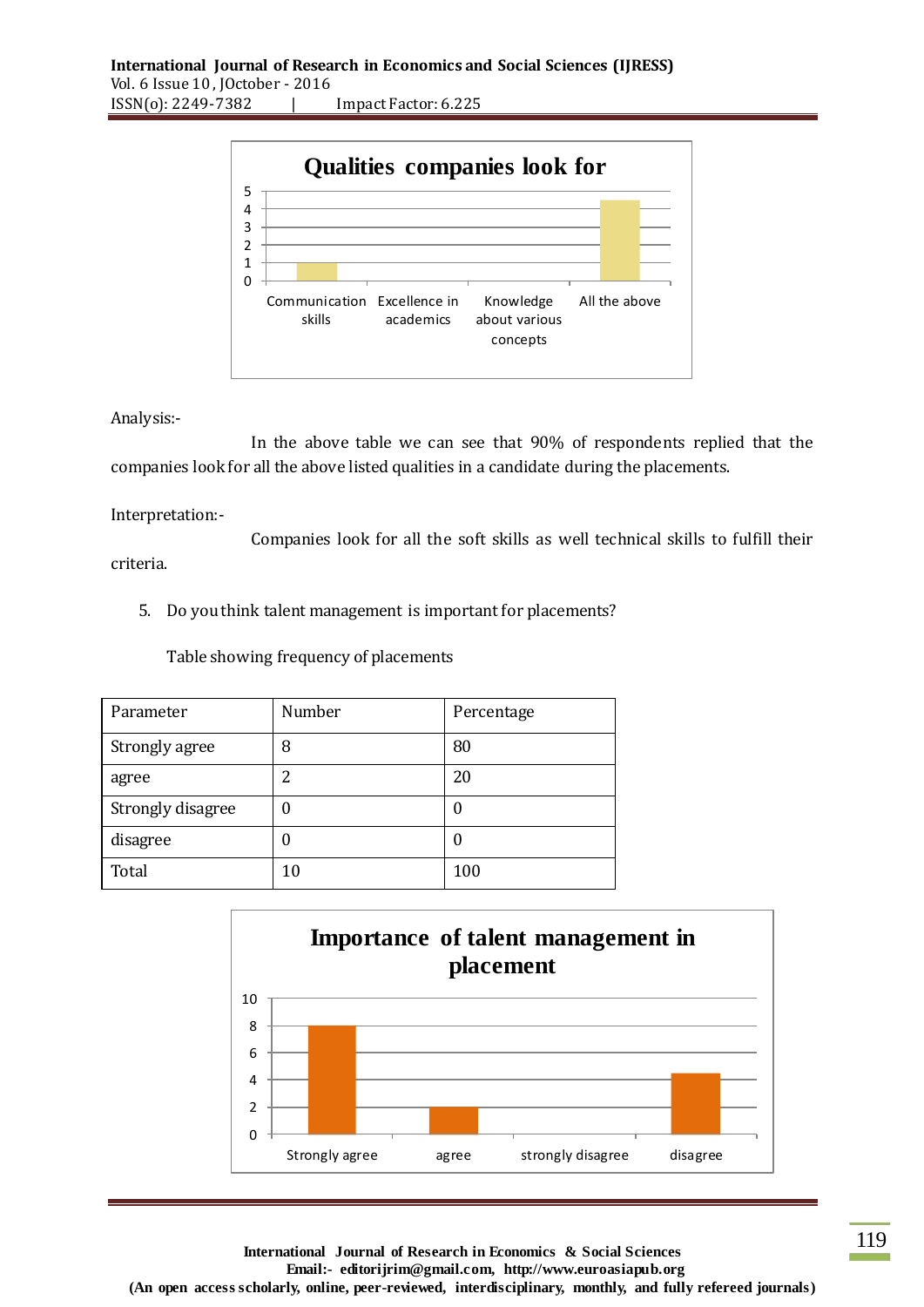**Qualities companies look for**

| | Communication skills | Excellence in academics | Knowledge about various concepts | All the above |
|---|---|---|---|---|
| Value | 1 | | | 4.5 |

Analysis:-

In the above table we can see that 90% of respondents replied that the companies look for all the above listed qualities in a candidate during the placements.

Interpretation:-

Companies look for all the soft skills as well technical skills to fulfill their criteria.

5. Do you think talent management is important for placements?

Table showing frequency of placements

| Parameter | Number | Percentage |
|---|---|---|
| Strongly agree | 8 | 80 |
| agree | 2 | 20 |
| Strongly disagree | 0 | 0 |
| disagree | 0 | 0 |
| Total | 10 | 100 |

**Importance of talent management in placement**

| | Strongly agree | agree | strongly disagree | disagree |
|---|---|---|---|---|
| Value | 8 | 2 | | 4.5 |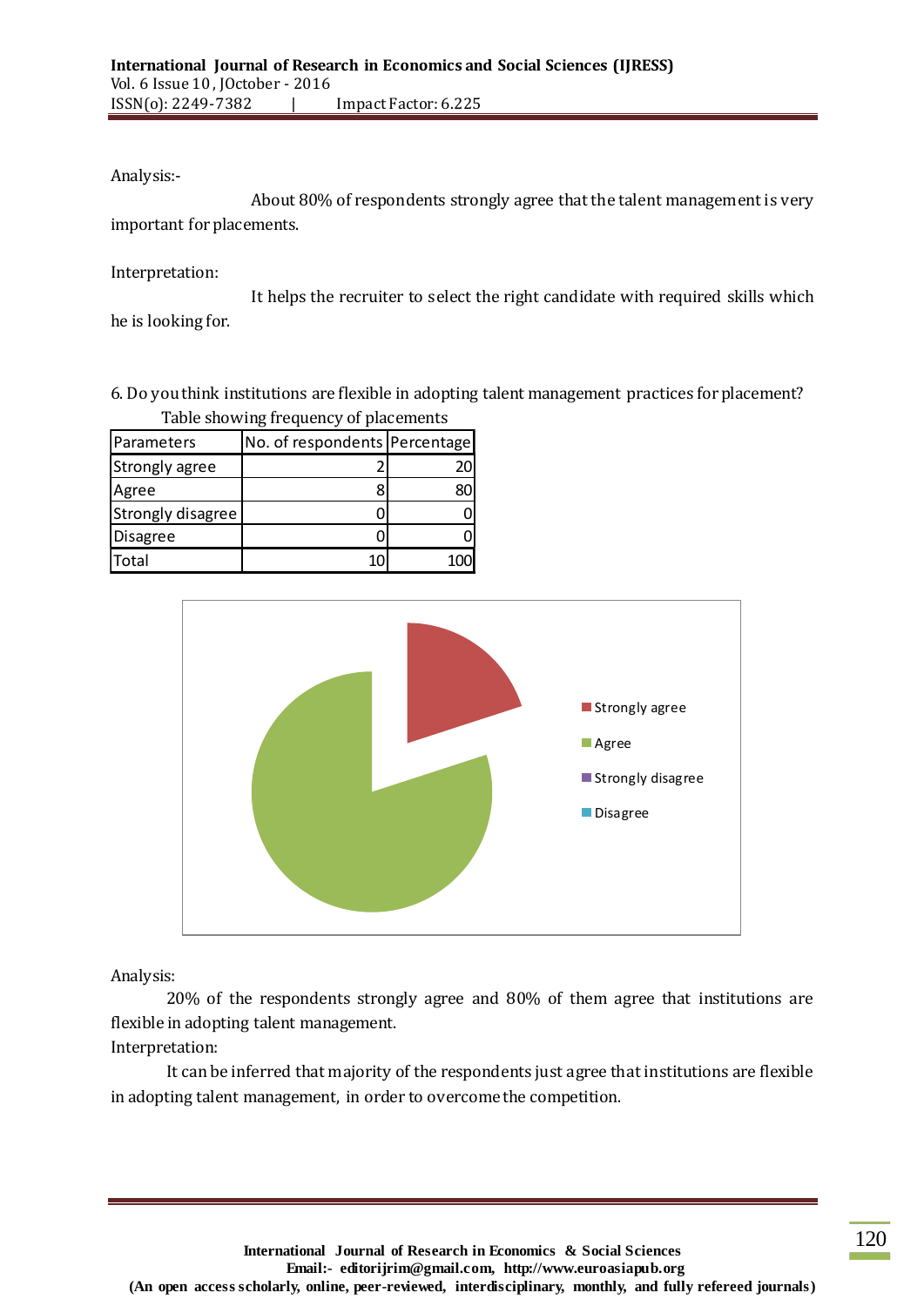Analysis:-

About 80% of respondents strongly agree that the talent management is very important for placements.

Interpretation:

It helps the recruiter to select the right candidate with required skills which he is looking for.

6. Do you think institutions are flexible in adopting talent management practices for placement?

Table showing frequency of placements

| Parameters | No. of respondents | Percentage |
|---|---|---|
| Strongly agree | 2 | 20 |
| Agree | 8 | 80 |
| Strongly disagree | 0 | 0 |
| Disagree | 0 | 0 |
| Total | 10 | 100 |

Analysis:

20% of the respondents strongly agree and 80% of them agree that institutions are flexible in adopting talent management.

Interpretation:

It can be inferred that majority of the respondents just agree that institutions are flexible in adopting talent management, in order to overcome the competition.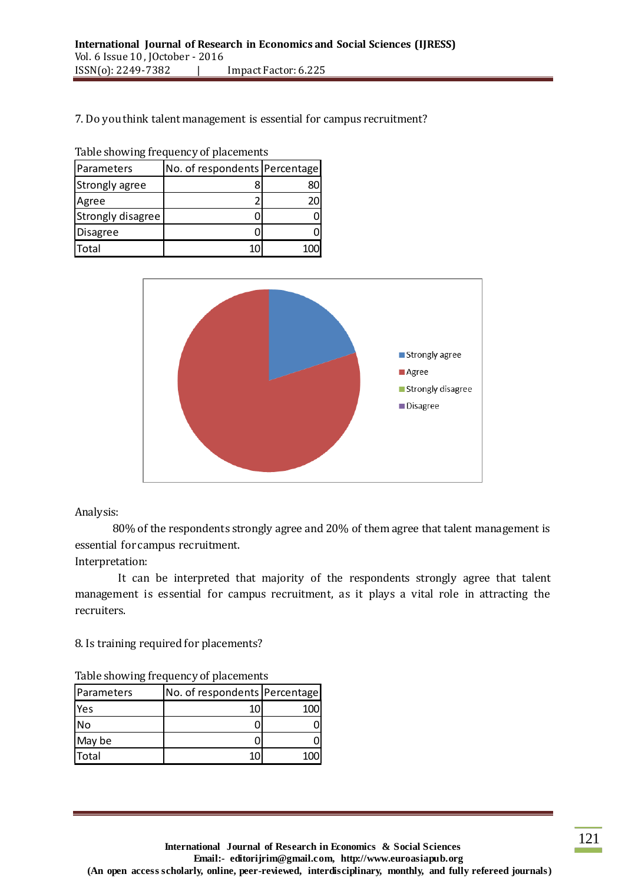7. Do you think talent management is essential for campus recruitment?

Table showing frequency of placements

| Parameters | No. of respondents | Percentage |
|---|---|---|
| Strongly agree | 8 | 80 |
| Agree | 2 | 20 |
| Strongly disagree | 0 | 0 |
| Disagree | 0 | 0 |
| Total | 10 | 100 |

Analysis:

80% of the respondents strongly agree and 20% of them agree that talent management is essential for campus recruitment.

Interpretation:

It can be interpreted that majority of the respondents strongly agree that talent management is essential for campus recruitment, as it plays a vital role in attracting the recruiters.

8. Is training required for placements?

Table showing frequency of placements

| Parameters | No. of respondents | Percentage |
|---|---|---|
| Yes | 10 | 100 |
| No | 0 | 0 |
| May be | 0 | 0 |
| Total | 10 | 100 |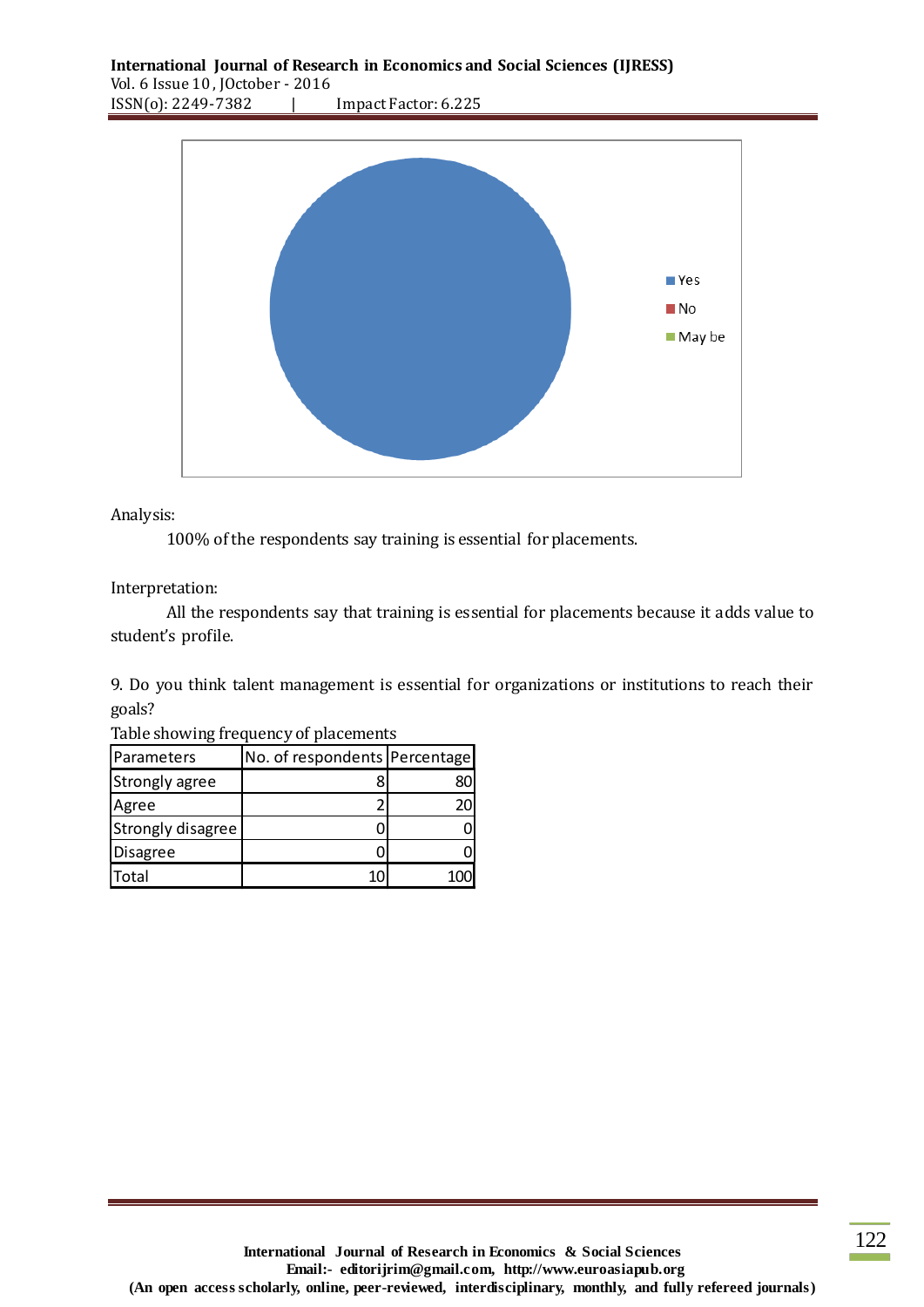Analysis:

100% of the respondents say training is essential for placements.

Interpretation:

All the respondents say that training is essential for placements because it adds value to student's profile.

9. Do you think talent management is essential for organizations or institutions to reach their goals?

Table showing frequency of placements

| Parameters | No. of respondents | Percentage |
|---|---|---|
| Strongly agree | 8 | 80 |
| Agree | 2 | 20 |
| Strongly disagree | 0 | 0 |
| Disagree | 0 | 0 |
| Total | 10 | 100 |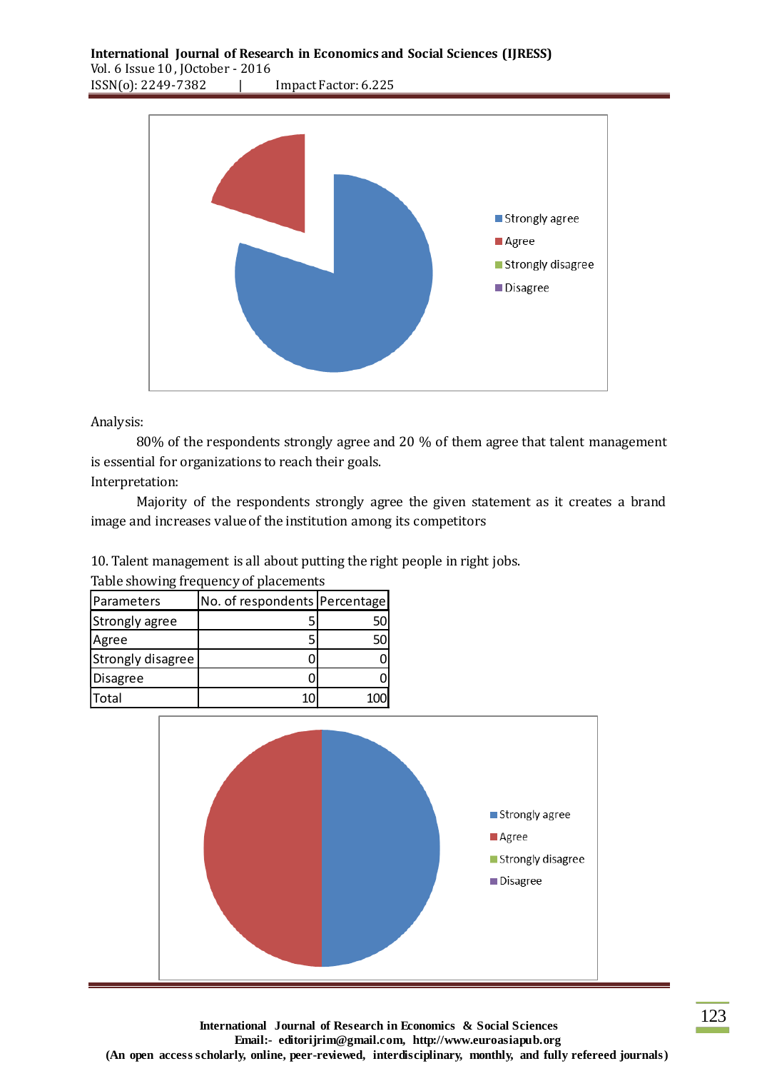Analysis:

80% of the respondents strongly agree and 20 % of them agree that talent management is essential for organizations to reach their goals.

Interpretation:

Majority of the respondents strongly agree the given statement as it creates a brand image and increases value of the institution among its competitors

10. Talent management is all about putting the right people in right jobs.

Table showing frequency of placements

| Parameters | No. of respondents | Percentage |
|---|---|---|
| Strongly agree | 5 | 50 |
| Agree | 5 | 50 |
| Strongly disagree | 0 | 0 |
| Disagree | 0 | 0 |
| Total | 10 | 100 |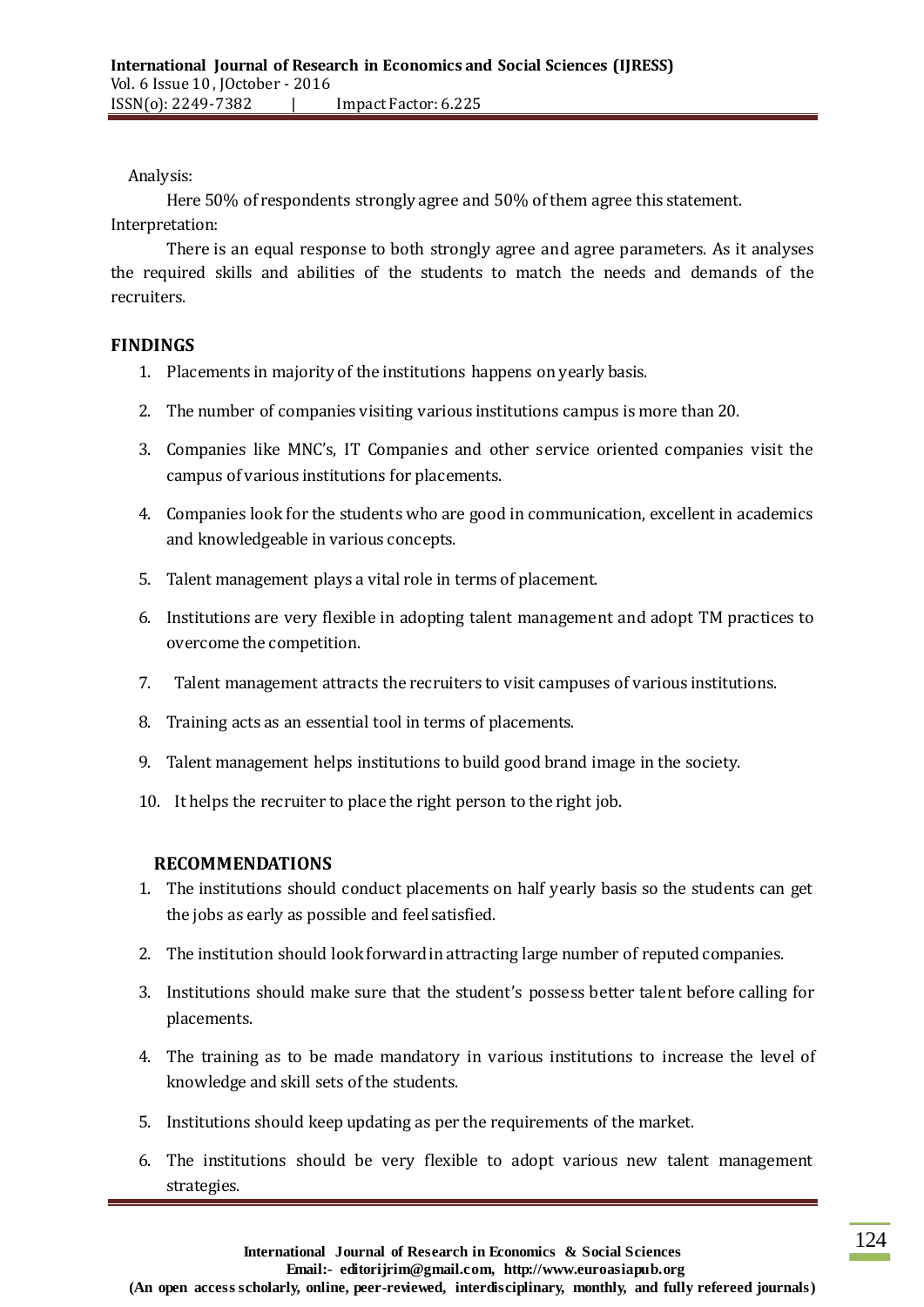Analysis:

Here 50% of respondents strongly agree and 50% of them agree this statement.

Interpretation:

There is an equal response to both strongly agree and agree parameters. As it analyses the required skills and abilities of the students to match the needs and demands of the recruiters.

## FINDINGS

1. Placements in majority of the institutions happens on yearly basis.
2. The number of companies visiting various institutions campus is more than 20.
3. Companies like MNC's, IT Companies and other service oriented companies visit the campus of various institutions for placements.
4. Companies look for the students who are good in communication, excellent in academics and knowledgeable in various concepts.
5. Talent management plays a vital role in terms of placement.
6. Institutions are very flexible in adopting talent management and adopt TM practices to overcome the competition.
7. Talent management attracts the recruiters to visit campuses of various institutions.
8. Training acts as an essential tool in terms of placements.
9. Talent management helps institutions to build good brand image in the society.
10. It helps the recruiter to place the right person to the right job.

## RECOMMENDATIONS

1. The institutions should conduct placements on half yearly basis so the students can get the jobs as early as possible and feel satisfied.
2. The institution should look forward in attracting large number of reputed companies.
3. Institutions should make sure that the student's possess better talent before calling for placements.
4. The training as to be made mandatory in various institutions to increase the level of knowledge and skill sets of the students.
5. Institutions should keep updating as per the requirements of the market.
6. The institutions should be very flexible to adopt various new talent management strategies.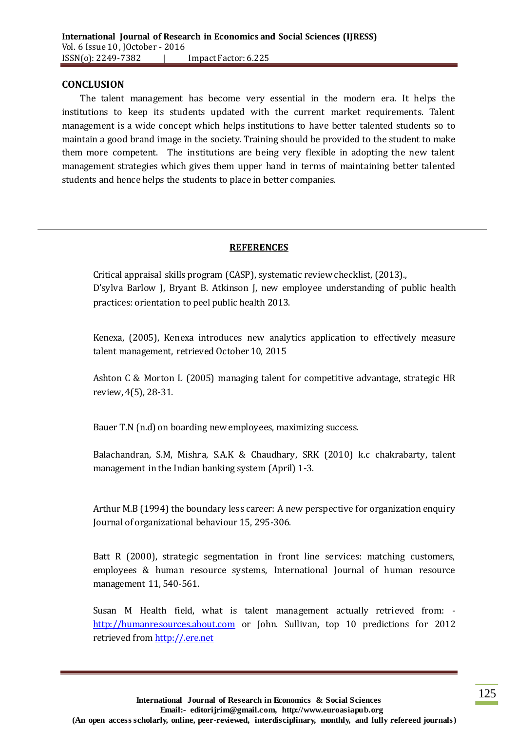## CONCLUSION

The talent management has become very essential in the modern era. It helps the institutions to keep its students updated with the current market requirements. Talent management is a wide concept which helps institutions to have better talented students so to maintain a good brand image in the society. Training should be provided to the student to make them more competent. The institutions are being very flexible in adopting the new talent management strategies which gives them upper hand in terms of maintaining better talented students and hence helps the students to place in better companies.

## REFERENCES

Critical appraisal skills program (CASP), systematic review checklist, (2013)., D'sylva Barlow J, Bryant B. Atkinson J, new employee understanding of public health practices: orientation to peel public health 2013.

Kenexa, (2005), Kenexa introduces new analytics application to effectively measure talent management, retrieved October 10, 2015

Ashton C & Morton L (2005) managing talent for competitive advantage, strategic HR review, 4(5), 28-31.

Bauer T.N (n.d) on boarding new employees, maximizing success.

Balachandran, S.M, Mishra, S.A.K & Chaudhary, SRK (2010) k.c chakrabarty, talent management in the Indian banking system (April) 1-3.

Arthur M.B (1994) the boundary less career: A new perspective for organization enquiry Journal of organizational behaviour 15, 295-306.

Batt R (2000), strategic segmentation in front line services: matching customers, employees & human resource systems, International Journal of human resource management 11, 540-561.

Susan M Health field, what is talent management actually retrieved from: - http://humanresources.about.com or John. Sullivan, top 10 predictions for 2012 retrieved from http://.ere.net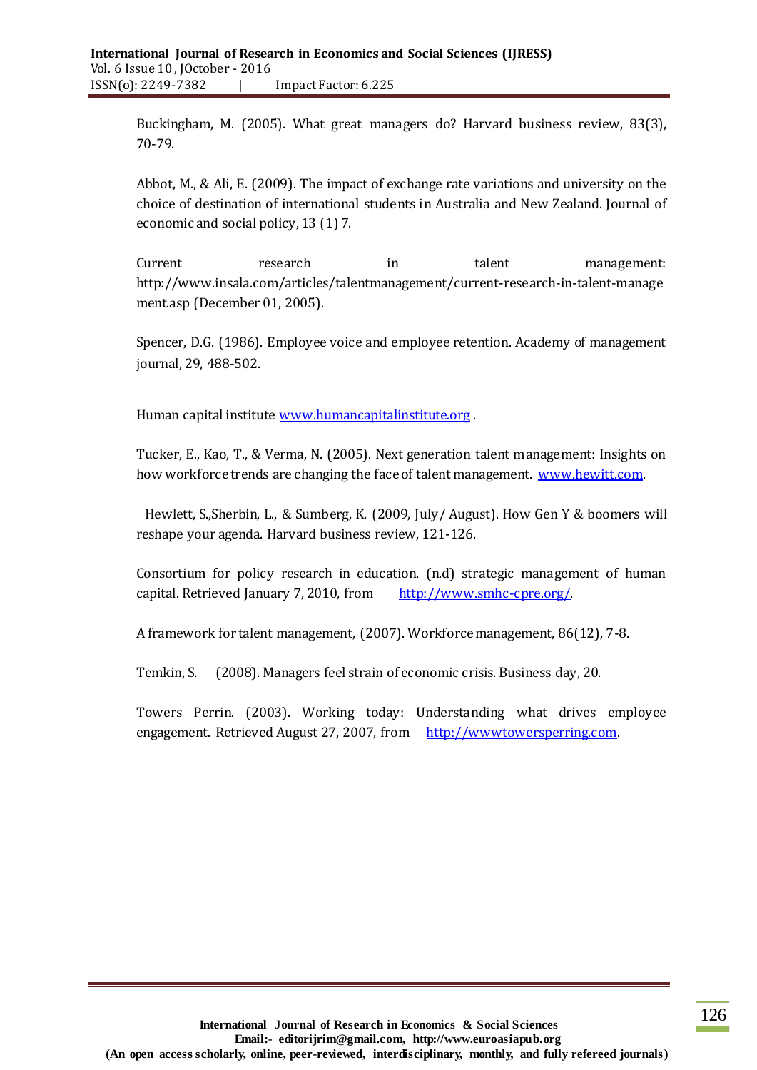Buckingham, M. (2005). What great managers do? Harvard business review, 83(3), 70-79.

Abbot, M., & Ali, E. (2009). The impact of exchange rate variations and university on the choice of destination of international students in Australia and New Zealand. Journal of economic and social policy, 13 (1) 7.

Current research in talent management: http://www.insala.com/articles/talentmanagement/current-research-in-talent-management.asp (December 01, 2005).

Spencer, D.G. (1986). Employee voice and employee retention. Academy of management journal, 29, 488-502.

Human capital institute www.humancapitalinstitute.org .

Tucker, E., Kao, T., & Verma, N. (2005). Next generation talent management: Insights on how workforce trends are changing the face of talent management. www.hewitt.com.

Hewlett, S.,Sherbin, L., & Sumberg, K. (2009, July/ August). How Gen Y & boomers will reshape your agenda. Harvard business review, 121-126.

Consortium for policy research in education. (n.d) strategic management of human capital. Retrieved January 7, 2010, from http://www.smhc-cpre.org/.

A framework for talent management, (2007). Workforce management, 86(12), 7-8.

Temkin, S. (2008). Managers feel strain of economic crisis. Business day, 20.

Towers Perrin. (2003). Working today: Understanding what drives employee engagement. Retrieved August 27, 2007, from http://wwwtowersperring.com.